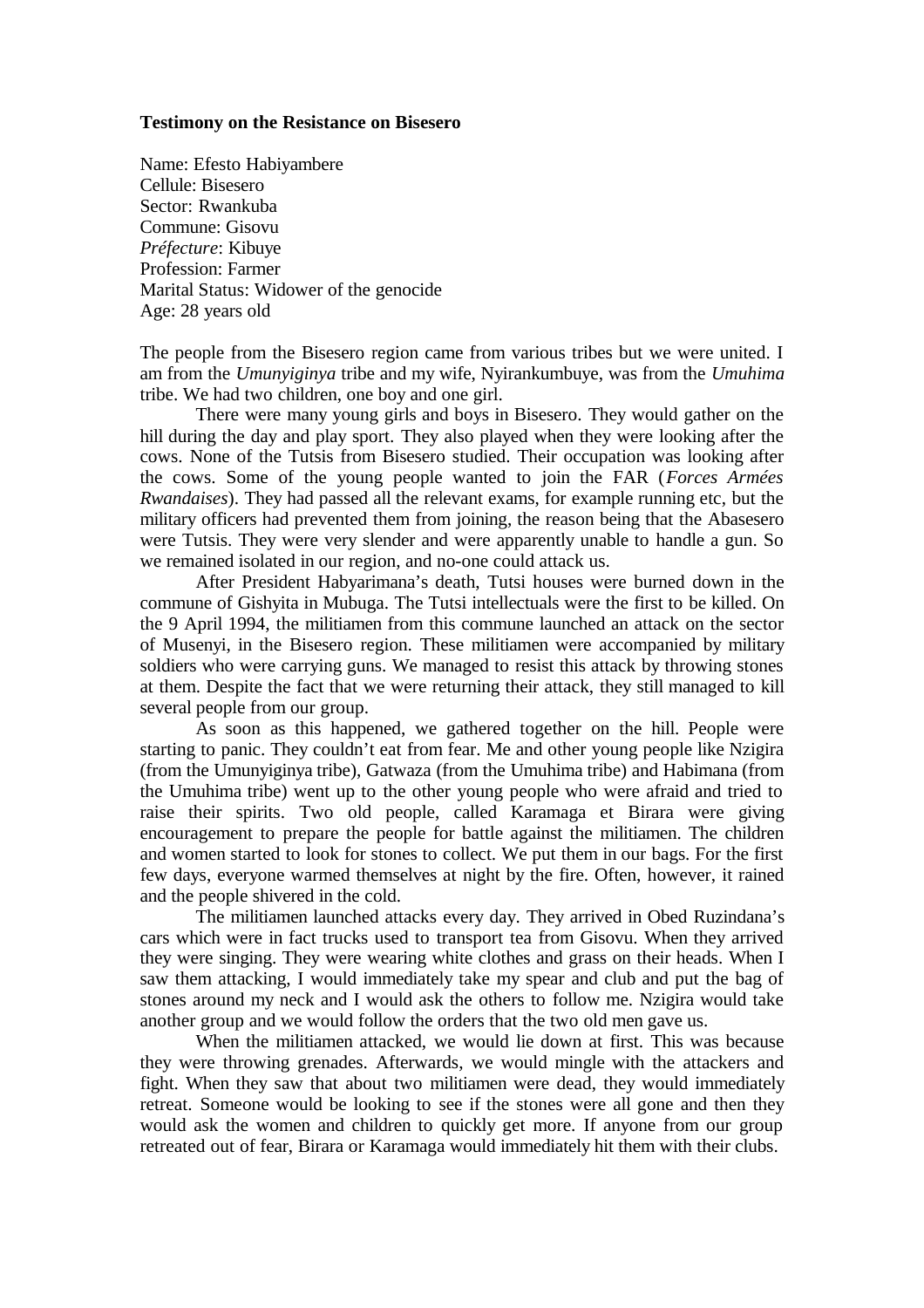**Testimony on the Resistance on Bisesero**

Name: Efesto Habiyambere
Cellule: Bisesero
Sector: Rwankuba
Commune: Gisovu
*Préfecture*: Kibuye
Profession: Farmer
Marital Status: Widower of the genocide
Age: 28 years old

The people from the Bisesero region came from various tribes but we were united. I am from the *Umunyiginya* tribe and my wife, Nyirankumbuye, was from the *Umuhima* tribe. We had two children, one boy and one girl.

There were many young girls and boys in Bisesero. They would gather on the hill during the day and play sport. They also played when they were looking after the cows. None of the Tutsis from Bisesero studied. Their occupation was looking after the cows. Some of the young people wanted to join the FAR (*Forces Armées Rwandaises*). They had passed all the relevant exams, for example running etc, but the military officers had prevented them from joining, the reason being that the Abasesero were Tutsis. They were very slender and were apparently unable to handle a gun. So we remained isolated in our region, and no-one could attack us.

After President Habyarimana's death, Tutsi houses were burned down in the commune of Gishyita in Mubuga. The Tutsi intellectuals were the first to be killed. On the 9 April 1994, the militiamen from this commune launched an attack on the sector of Musenyi, in the Bisesero region. These militiamen were accompanied by military soldiers who were carrying guns. We managed to resist this attack by throwing stones at them. Despite the fact that we were returning their attack, they still managed to kill several people from our group.

As soon as this happened, we gathered together on the hill. People were starting to panic. They couldn't eat from fear. Me and other young people like Nzigira (from the Umunyiginya tribe), Gatwaza (from the Umuhima tribe) and Habimana (from the Umuhima tribe) went up to the other young people who were afraid and tried to raise their spirits. Two old people, called Karamaga et Birara were giving encouragement to prepare the people for battle against the militiamen. The children and women started to look for stones to collect. We put them in our bags. For the first few days, everyone warmed themselves at night by the fire. Often, however, it rained and the people shivered in the cold.

The militiamen launched attacks every day. They arrived in Obed Ruzindana's cars which were in fact trucks used to transport tea from Gisovu. When they arrived they were singing. They were wearing white clothes and grass on their heads. When I saw them attacking, I would immediately take my spear and club and put the bag of stones around my neck and I would ask the others to follow me. Nzigira would take another group and we would follow the orders that the two old men gave us.

When the militiamen attacked, we would lie down at first. This was because they were throwing grenades. Afterwards, we would mingle with the attackers and fight. When they saw that about two militiamen were dead, they would immediately retreat. Someone would be looking to see if the stones were all gone and then they would ask the women and children to quickly get more. If anyone from our group retreated out of fear, Birara or Karamaga would immediately hit them with their clubs.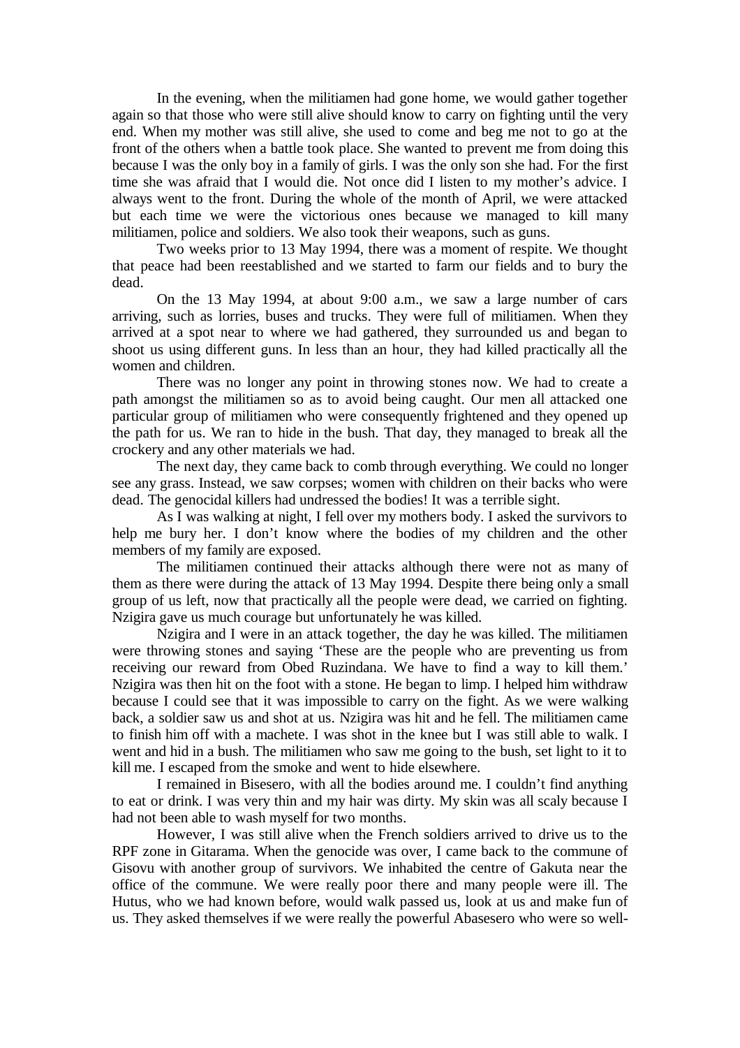In the evening, when the militiamen had gone home, we would gather together again so that those who were still alive should know to carry on fighting until the very end. When my mother was still alive, she used to come and beg me not to go at the front of the others when a battle took place. She wanted to prevent me from doing this because I was the only boy in a family of girls. I was the only son she had. For the first time she was afraid that I would die. Not once did I listen to my mother's advice. I always went to the front. During the whole of the month of April, we were attacked but each time we were the victorious ones because we managed to kill many militiamen, police and soldiers. We also took their weapons, such as guns.

Two weeks prior to 13 May 1994, there was a moment of respite. We thought that peace had been reestablished and we started to farm our fields and to bury the dead.

On the 13 May 1994, at about 9:00 a.m., we saw a large number of cars arriving, such as lorries, buses and trucks. They were full of militiamen. When they arrived at a spot near to where we had gathered, they surrounded us and began to shoot us using different guns. In less than an hour, they had killed practically all the women and children.

There was no longer any point in throwing stones now. We had to create a path amongst the militiamen so as to avoid being caught. Our men all attacked one particular group of militiamen who were consequently frightened and they opened up the path for us. We ran to hide in the bush. That day, they managed to break all the crockery and any other materials we had.

The next day, they came back to comb through everything. We could no longer see any grass. Instead, we saw corpses; women with children on their backs who were dead. The genocidal killers had undressed the bodies! It was a terrible sight.

As I was walking at night, I fell over my mothers body. I asked the survivors to help me bury her. I don't know where the bodies of my children and the other members of my family are exposed.

The militiamen continued their attacks although there were not as many of them as there were during the attack of 13 May 1994. Despite there being only a small group of us left, now that practically all the people were dead, we carried on fighting. Nzigira gave us much courage but unfortunately he was killed.

Nzigira and I were in an attack together, the day he was killed. The militiamen were throwing stones and saying 'These are the people who are preventing us from receiving our reward from Obed Ruzindana. We have to find a way to kill them.' Nzigira was then hit on the foot with a stone. He began to limp. I helped him withdraw because I could see that it was impossible to carry on the fight. As we were walking back, a soldier saw us and shot at us. Nzigira was hit and he fell. The militiamen came to finish him off with a machete. I was shot in the knee but I was still able to walk. I went and hid in a bush. The militiamen who saw me going to the bush, set light to it to kill me. I escaped from the smoke and went to hide elsewhere.

I remained in Bisesero, with all the bodies around me. I couldn't find anything to eat or drink. I was very thin and my hair was dirty. My skin was all scaly because I had not been able to wash myself for two months.

However, I was still alive when the French soldiers arrived to drive us to the RPF zone in Gitarama. When the genocide was over, I came back to the commune of Gisovu with another group of survivors. We inhabited the centre of Gakuta near the office of the commune. We were really poor there and many people were ill. The Hutus, who we had known before, would walk passed us, look at us and make fun of us. They asked themselves if we were really the powerful Abasesero who were so well-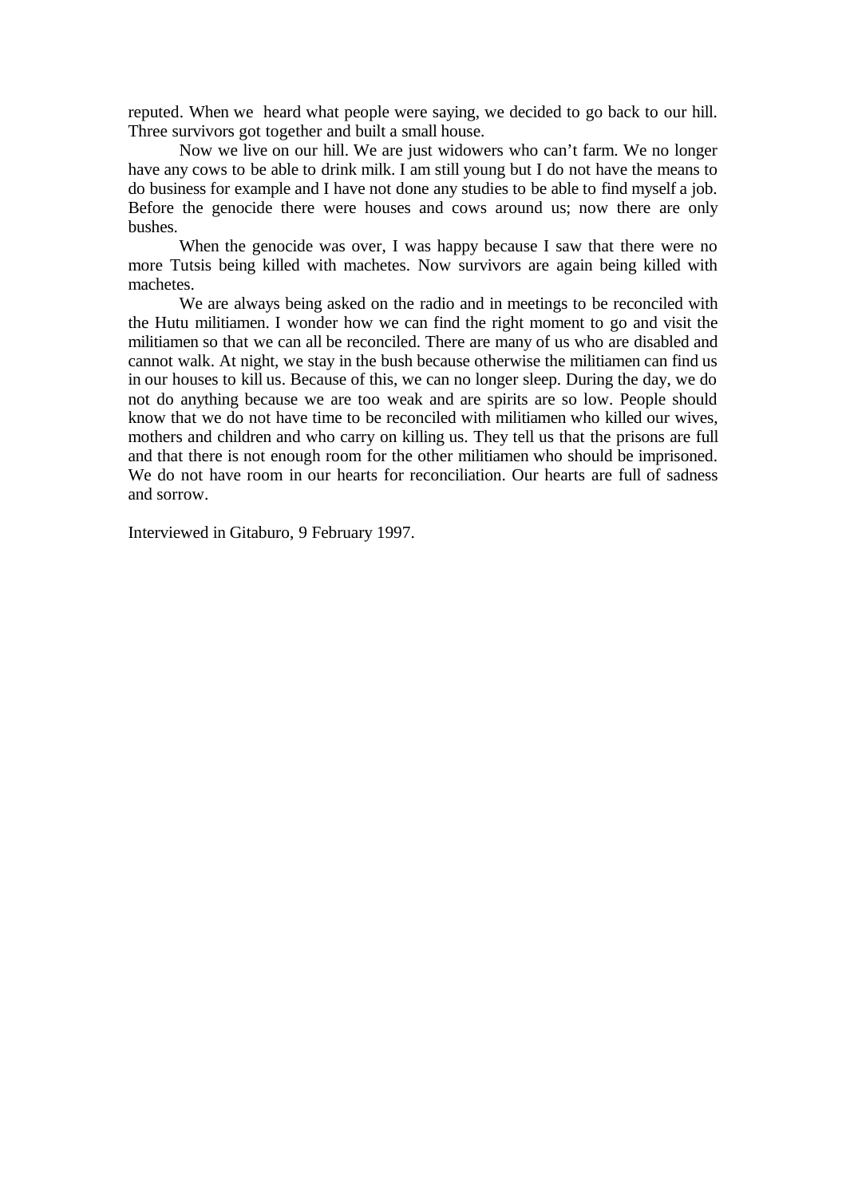reputed. When we heard what people were saying, we decided to go back to our hill. Three survivors got together and built a small house.

Now we live on our hill. We are just widowers who can't farm. We no longer have any cows to be able to drink milk. I am still young but I do not have the means to do business for example and I have not done any studies to be able to find myself a job. Before the genocide there were houses and cows around us; now there are only bushes.

When the genocide was over, I was happy because I saw that there were no more Tutsis being killed with machetes. Now survivors are again being killed with machetes.

We are always being asked on the radio and in meetings to be reconciled with the Hutu militiamen. I wonder how we can find the right moment to go and visit the militiamen so that we can all be reconciled. There are many of us who are disabled and cannot walk. At night, we stay in the bush because otherwise the militiamen can find us in our houses to kill us. Because of this, we can no longer sleep. During the day, we do not do anything because we are too weak and are spirits are so low. People should know that we do not have time to be reconciled with militiamen who killed our wives, mothers and children and who carry on killing us. They tell us that the prisons are full and that there is not enough room for the other militiamen who should be imprisoned. We do not have room in our hearts for reconciliation. Our hearts are full of sadness and sorrow.

Interviewed in Gitaburo, 9 February 1997.